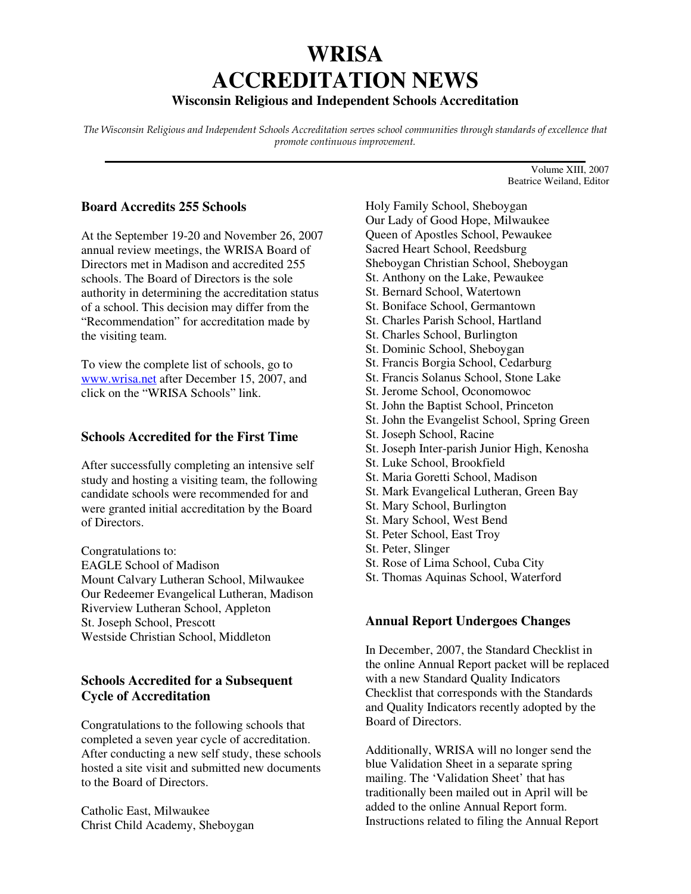# WRISA ACCREDITATION NEWS

### Wisconsin Religious and Independent Schools Accreditation

*The Wisconsin Religious and Independent Schools Accreditation serves school communities through standards of excellence that promote continuous improvement.*

Volume XIII, 2007
Beatrice Weiland, Editor

## Board Accredits 255 Schools

At the September 19-20 and November 26, 2007 annual review meetings, the WRISA Board of Directors met in Madison and accredited 255 schools. The Board of Directors is the sole authority in determining the accreditation status of a school. This decision may differ from the "Recommendation" for accreditation made by the visiting team.

To view the complete list of schools, go to www.wrisa.net after December 15, 2007, and click on the "WRISA Schools" link.

## Schools Accredited for the First Time

After successfully completing an intensive self study and hosting a visiting team, the following candidate schools were recommended for and were granted initial accreditation by the Board of Directors.

Congratulations to:
EAGLE School of Madison
Mount Calvary Lutheran School, Milwaukee
Our Redeemer Evangelical Lutheran, Madison
Riverview Lutheran School, Appleton
St. Joseph School, Prescott
Westside Christian School, Middleton

## Schools Accredited for a Subsequent Cycle of Accreditation

Congratulations to the following schools that completed a seven year cycle of accreditation. After conducting a new self study, these schools hosted a site visit and submitted new documents to the Board of Directors.

Catholic East, Milwaukee
Christ Child Academy, Sheboygan
Holy Family School, Sheboygan
Our Lady of Good Hope, Milwaukee
Queen of Apostles School, Pewaukee
Sacred Heart School, Reedsburg
Sheboygan Christian School, Sheboygan
St. Anthony on the Lake, Pewaukee
St. Bernard School, Watertown
St. Boniface School, Germantown
St. Charles Parish School, Hartland
St. Charles School, Burlington
St. Dominic School, Sheboygan
St. Francis Borgia School, Cedarburg
St. Francis Solanus School, Stone Lake
St. Jerome School, Oconomowoc
St. John the Baptist School, Princeton
St. John the Evangelist School, Spring Green
St. Joseph School, Racine
St. Joseph Inter-parish Junior High, Kenosha
St. Luke School, Brookfield
St. Maria Goretti School, Madison
St. Mark Evangelical Lutheran, Green Bay
St. Mary School, Burlington
St. Mary School, West Bend
St. Peter School, East Troy
St. Peter, Slinger
St. Rose of Lima School, Cuba City
St. Thomas Aquinas School, Waterford

## Annual Report Undergoes Changes

In December, 2007, the Standard Checklist in the online Annual Report packet will be replaced with a new Standard Quality Indicators Checklist that corresponds with the Standards and Quality Indicators recently adopted by the Board of Directors.

Additionally, WRISA will no longer send the blue Validation Sheet in a separate spring mailing. The 'Validation Sheet' that has traditionally been mailed out in April will be added to the online Annual Report form. Instructions related to filing the Annual Report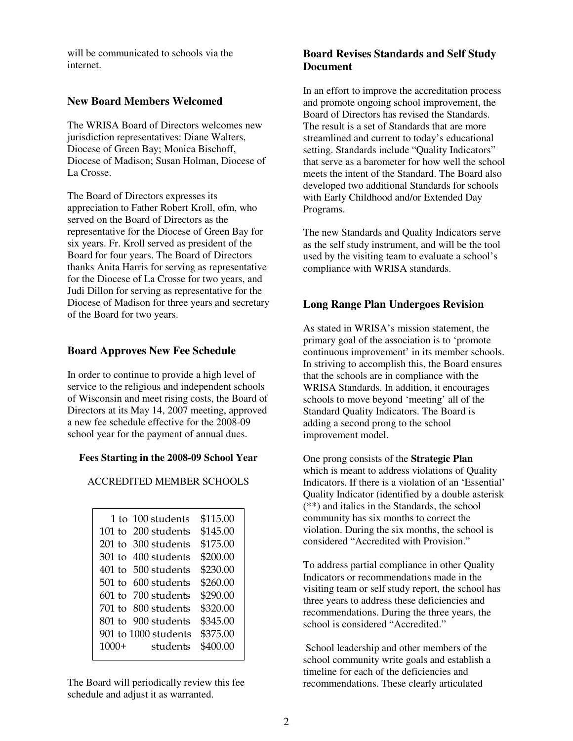will be communicated to schools via the internet.

### New Board Members Welcomed

The WRISA Board of Directors welcomes new jurisdiction representatives: Diane Walters, Diocese of Green Bay; Monica Bischoff, Diocese of Madison; Susan Holman, Diocese of La Crosse.

The Board of Directors expresses its appreciation to Father Robert Kroll, ofm, who served on the Board of Directors as the representative for the Diocese of Green Bay for six years. Fr. Kroll served as president of the Board for four years. The Board of Directors thanks Anita Harris for serving as representative for the Diocese of La Crosse for two years, and Judi Dillon for serving as representative for the Diocese of Madison for three years and secretary of the Board for two years.

### Board Approves New Fee Schedule

In order to continue to provide a high level of service to the religious and independent schools of Wisconsin and meet rising costs, the Board of Directors at its May 14, 2007 meeting, approved a new fee schedule effective for the 2008-09 school year for the payment of annual dues.

**Fees Starting in the 2008-09 School Year**

ACCREDITED MEMBER SCHOOLS

| Enrollment | Fee |
|---|---|
| 1 to 100 students | $115.00 |
| 101 to 200 students | $145.00 |
| 201 to 300 students | $175.00 |
| 301 to 400 students | $200.00 |
| 401 to 500 students | $230.00 |
| 501 to 600 students | $260.00 |
| 601 to 700 students | $290.00 |
| 701 to 800 students | $320.00 |
| 801 to 900 students | $345.00 |
| 901 to 1000 students | $375.00 |
| 1000+ students | $400.00 |

The Board will periodically review this fee schedule and adjust it as warranted.

### Board Revises Standards and Self Study Document

In an effort to improve the accreditation process and promote ongoing school improvement, the Board of Directors has revised the Standards. The result is a set of Standards that are more streamlined and current to today's educational setting. Standards include "Quality Indicators" that serve as a barometer for how well the school meets the intent of the Standard. The Board also developed two additional Standards for schools with Early Childhood and/or Extended Day Programs.

The new Standards and Quality Indicators serve as the self study instrument, and will be the tool used by the visiting team to evaluate a school's compliance with WRISA standards.

### Long Range Plan Undergoes Revision

As stated in WRISA's mission statement, the primary goal of the association is to 'promote continuous improvement' in its member schools. In striving to accomplish this, the Board ensures that the schools are in compliance with the WRISA Standards. In addition, it encourages schools to move beyond 'meeting' all of the Standard Quality Indicators. The Board is adding a second prong to the school improvement model.

One prong consists of the **Strategic Plan** which is meant to address violations of Quality Indicators. If there is a violation of an 'Essential' Quality Indicator (identified by a double asterisk (**) and italics in the Standards, the school community has six months to correct the violation. During the six months, the school is considered "Accredited with Provision."

To address partial compliance in other Quality Indicators or recommendations made in the visiting team or self study report, the school has three years to address these deficiencies and recommendations. During the three years, the school is considered "Accredited."

School leadership and other members of the school community write goals and establish a timeline for each of the deficiencies and recommendations. These clearly articulated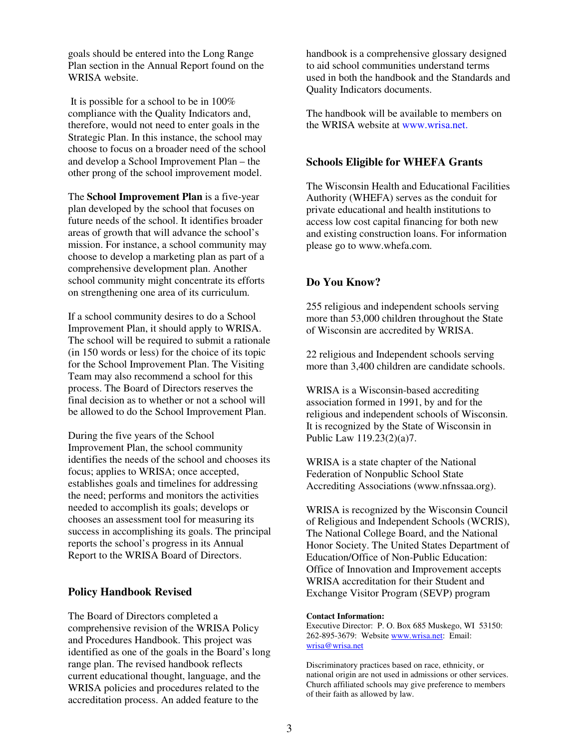goals should be entered into the Long Range Plan section in the Annual Report found on the WRISA website.

It is possible for a school to be in 100% compliance with the Quality Indicators and, therefore, would not need to enter goals in the Strategic Plan. In this instance, the school may choose to focus on a broader need of the school and develop a School Improvement Plan – the other prong of the school improvement model.

The **School Improvement Plan** is a five-year plan developed by the school that focuses on future needs of the school. It identifies broader areas of growth that will advance the school's mission. For instance, a school community may choose to develop a marketing plan as part of a comprehensive development plan. Another school community might concentrate its efforts on strengthening one area of its curriculum.

If a school community desires to do a School Improvement Plan, it should apply to WRISA. The school will be required to submit a rationale (in 150 words or less) for the choice of its topic for the School Improvement Plan. The Visiting Team may also recommend a school for this process. The Board of Directors reserves the final decision as to whether or not a school will be allowed to do the School Improvement Plan.

During the five years of the School Improvement Plan, the school community identifies the needs of the school and chooses its focus; applies to WRISA; once accepted, establishes goals and timelines for addressing the need; performs and monitors the activities needed to accomplish its goals; develops or chooses an assessment tool for measuring its success in accomplishing its goals. The principal reports the school's progress in its Annual Report to the WRISA Board of Directors.

## Policy Handbook Revised

The Board of Directors completed a comprehensive revision of the WRISA Policy and Procedures Handbook. This project was identified as one of the goals in the Board's long range plan. The revised handbook reflects current educational thought, language, and the WRISA policies and procedures related to the accreditation process. An added feature to the handbook is a comprehensive glossary designed to aid school communities understand terms used in both the handbook and the Standards and Quality Indicators documents.

The handbook will be available to members on the WRISA website at www.wrisa.net.

## Schools Eligible for WHEFA Grants

The Wisconsin Health and Educational Facilities Authority (WHEFA) serves as the conduit for private educational and health institutions to access low cost capital financing for both new and existing construction loans. For information please go to www.whefa.com.

## Do You Know?

255 religious and independent schools serving more than 53,000 children throughout the State of Wisconsin are accredited by WRISA.

22 religious and Independent schools serving more than 3,400 children are candidate schools.

WRISA is a Wisconsin-based accrediting association formed in 1991, by and for the religious and independent schools of Wisconsin. It is recognized by the State of Wisconsin in Public Law 119.23(2)(a)7.

WRISA is a state chapter of the National Federation of Nonpublic School State Accrediting Associations (www.nfnssaa.org).

WRISA is recognized by the Wisconsin Council of Religious and Independent Schools (WCRIS), The National College Board, and the National Honor Society. The United States Department of Education/Office of Non-Public Education: Office of Innovation and Improvement accepts WRISA accreditation for their Student and Exchange Visitor Program (SEVP) program

**Contact Information:**
Executive Director: P. O. Box 685 Muskego, WI 53150: 262-895-3679: Website www.wrisa.net: Email: wrisa@wrisa.net

Discriminatory practices based on race, ethnicity, or national origin are not used in admissions or other services. Church affiliated schools may give preference to members of their faith as allowed by law.